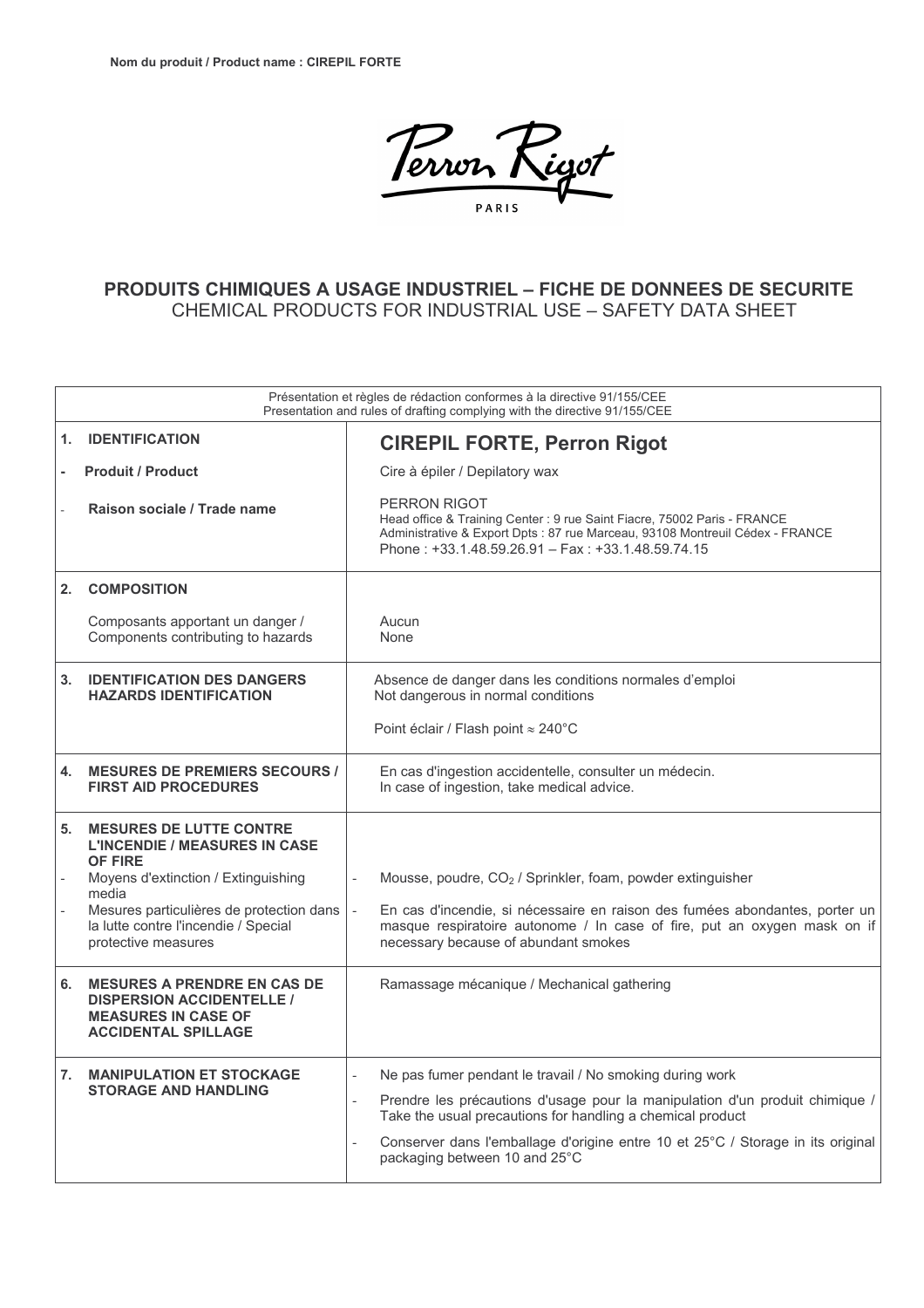**Nom du produit / Product name : CIREPIL FORTE**

Perron Rigot
PARIS

## PRODUITS CHIMIQUES A USAGE INDUSTRIEL – FICHE DE DONNEES DE SECURITE
CHEMICAL PRODUCTS FOR INDUSTRIAL USE – SAFETY DATA SHEET

| Présentation et règles de rédaction conformes à la directive 91/155/CEE<br>Presentation and rules of drafting complying with the directive 91/155/CEE | |
|---|---|
| **1. IDENTIFICATION** | **CIREPIL FORTE, Perron Rigot** |
| - **Produit / Product** | Cire à épiler / Depilatory wax |
| - **Raison sociale / Trade name** | PERRON RIGOT<br>Head office & Training Center : 9 rue Saint Fiacre, 75002 Paris - FRANCE<br>Administrative & Export Dpts : 87 rue Marceau, 93108 Montreuil Cédex - FRANCE<br>Phone : +33.1.48.59.26.91 – Fax : +33.1.48.59.74.15 |
| **2. COMPOSITION**<br>Composants apportant un danger / Components contributing to hazards | Aucun<br>None |
| **3. IDENTIFICATION DES DANGERS HAZARDS IDENTIFICATION** | Absence de danger dans les conditions normales d'emploi<br>Not dangerous in normal conditions<br>Point éclair / Flash point ≈ 240°C |
| **4. MESURES DE PREMIERS SECOURS / FIRST AID PROCEDURES** | En cas d'ingestion accidentelle, consulter un médecin.<br>In case of ingestion, take medical advice. |
| **5. MESURES DE LUTTE CONTRE L'INCENDIE / MEASURES IN CASE OF FIRE** | |
| - Moyens d'extinction / Extinguishing media | - Mousse, poudre, $CO_2$ / Sprinkler, foam, powder extinguisher |
| - Mesures particulières de protection dans la lutte contre l'incendie / Special protective measures | - En cas d'incendie, si nécessaire en raison des fumées abondantes, porter un masque respiratoire autonome / In case of fire, put an oxygen mask on if necessary because of abundant smokes |
| **6. MESURES A PRENDRE EN CAS DE DISPERSION ACCIDENTELLE / MEASURES IN CASE OF ACCIDENTAL SPILLAGE** | Ramassage mécanique / Mechanical gathering |
| **7. MANIPULATION ET STOCKAGE STORAGE AND HANDLING** | - Ne pas fumer pendant le travail / No smoking during work<br>- Prendre les précautions d'usage pour la manipulation d'un produit chimique / Take the usual precautions for handling a chemical product<br>- Conserver dans l'emballage d'origine entre 10 et 25°C / Storage in its original packaging between 10 and 25°C |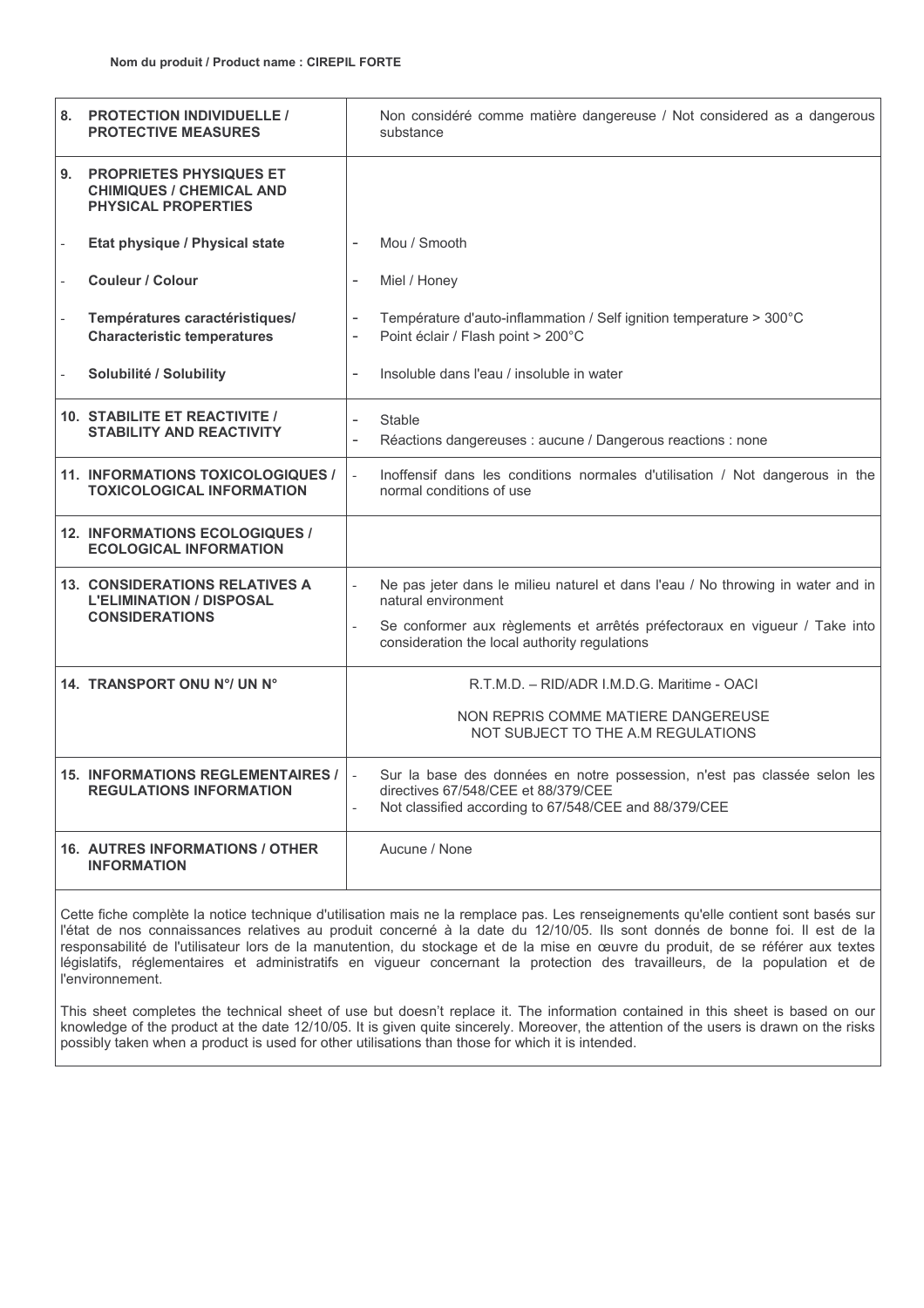**Nom du produit / Product name : CIREPIL FORTE**

| | |
|---|---|
| **8. PROTECTION INDIVIDUELLE / PROTECTIVE MEASURES** | Non considéré comme matière dangereuse / Not considered as a dangerous substance |
| **9. PROPRIETES PHYSIQUES ET CHIMIQUES / CHEMICAL AND PHYSICAL PROPERTIES** | |
| - **Etat physique / Physical state** | - Mou / Smooth |
| - **Couleur / Colour** | - Miel / Honey |
| - **Températures caractéristiques/ Characteristic temperatures** | - Température d'auto-inflammation / Self ignition temperature > 300°C<br>- Point éclair / Flash point > 200°C |
| - **Solubilité / Solubility** | - Insoluble dans l'eau / insoluble in water |
| **10. STABILITE ET REACTIVITE / STABILITY AND REACTIVITY** | - Stable<br>- Réactions dangereuses : aucune / Dangerous reactions : none |
| **11. INFORMATIONS TOXICOLOGIQUES / TOXICOLOGICAL INFORMATION** | - Inoffensif dans les conditions normales d'utilisation / Not dangerous in the normal conditions of use |
| **12. INFORMATIONS ECOLOGIQUES / ECOLOGICAL INFORMATION** | |
| **13. CONSIDERATIONS RELATIVES A L'ELIMINATION / DISPOSAL CONSIDERATIONS** | - Ne pas jeter dans le milieu naturel et dans l'eau / No throwing in water and in natural environment<br>- Se conformer aux règlements et arrêtés préfectoraux en vigueur / Take into consideration the local authority regulations |
| **14. TRANSPORT ONU N°/ UN N°** | R.T.M.D. – RID/ADR I.M.D.G. Maritime - OACI<br><br>NON REPRIS COMME MATIERE DANGEREUSE<br>NOT SUBJECT TO THE A.M REGULATIONS |
| **15. INFORMATIONS REGLEMENTAIRES / REGULATIONS INFORMATION** | - Sur la base des données en notre possession, n'est pas classée selon les directives 67/548/CEE et 88/379/CEE<br>- Not classified according to 67/548/CEE and 88/379/CEE |
| **16. AUTRES INFORMATIONS / OTHER INFORMATION** | Aucune / None |

Cette fiche complète la notice technique d'utilisation mais ne la remplace pas. Les renseignements qu'elle contient sont basés sur l'état de nos connaissances relatives au produit concerné à la date du 12/10/05. Ils sont donnés de bonne foi. Il est de la responsabilité de l'utilisateur lors de la manutention, du stockage et de la mise en œuvre du produit, de se référer aux textes législatifs, réglementaires et administratifs en vigueur concernant la protection des travailleurs, de la population et de l'environnement.

This sheet completes the technical sheet of use but doesn't replace it. The information contained in this sheet is based on our knowledge of the product at the date 12/10/05. It is given quite sincerely. Moreover, the attention of the users is drawn on the risks possibly taken when a product is used for other utilisations than those for which it is intended.